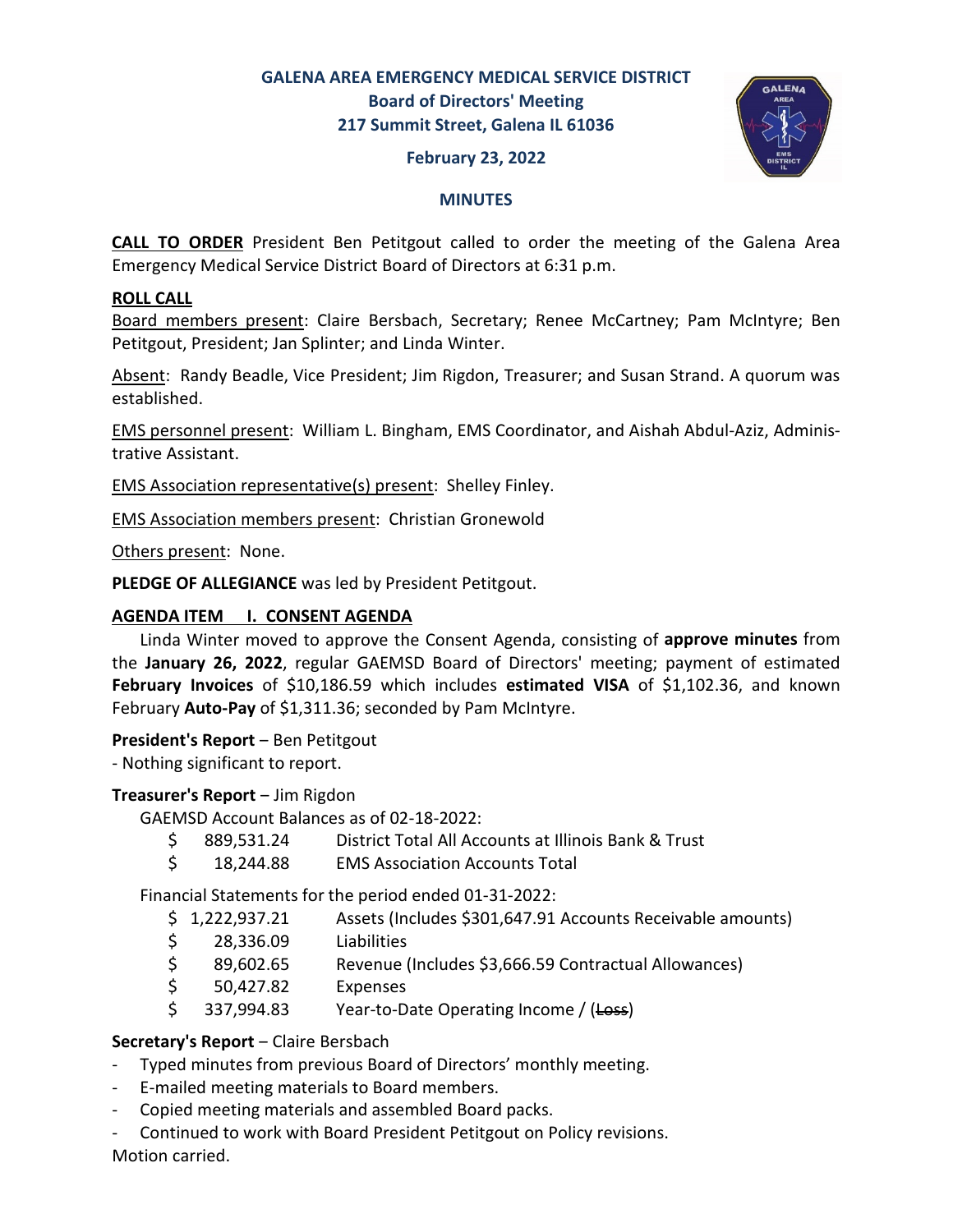**GALENA AREA EMERGENCY MEDICAL SERVICE DISTRICT**
**Board of Directors' Meeting**
**217 Summit Street, Galena IL 61036**

**February 23, 2022**

**MINUTES**

**CALL TO ORDER** President Ben Petitgout called to order the meeting of the Galena Area Emergency Medical Service District Board of Directors at 6:31 p.m.

**ROLL CALL**

Board members present: Claire Bersbach, Secretary; Renee McCartney; Pam McIntyre; Ben Petitgout, President; Jan Splinter; and Linda Winter.

Absent: Randy Beadle, Vice President; Jim Rigdon, Treasurer; and Susan Strand. A quorum was established.

EMS personnel present: William L. Bingham, EMS Coordinator, and Aishah Abdul-Aziz, Administrative Assistant.

EMS Association representative(s) present: Shelley Finley.

EMS Association members present: Christian Gronewold

Others present: None.

**PLEDGE OF ALLEGIANCE** was led by President Petitgout.

**AGENDA ITEM I. CONSENT AGENDA**

Linda Winter moved to approve the Consent Agenda, consisting of **approve minutes** from the **January 26, 2022**, regular GAEMSD Board of Directors' meeting; payment of estimated **February Invoices** of $10,186.59 which includes **estimated VISA** of $1,102.36, and known February **Auto-Pay** of $1,311.36; seconded by Pam McIntyre.

**President's Report** – Ben Petitgout

- Nothing significant to report.

**Treasurer's Report** – Jim Rigdon

GAEMSD Account Balances as of 02-18-2022:

| | |
|---|---|
| $ 889,531.24 | District Total All Accounts at Illinois Bank & Trust |
| $ 18,244.88 | EMS Association Accounts Total |

Financial Statements for the period ended 01-31-2022:

| | |
|---|---|
| $ 1,222,937.21 | Assets (Includes $301,647.91 Accounts Receivable amounts) |
| $ 28,336.09 | Liabilities |
| $ 89,602.65 | Revenue (Includes $3,666.59 Contractual Allowances) |
| $ 50,427.82 | Expenses |
| $ 337,994.83 | Year-to-Date Operating Income / (~~Loss~~) |

**Secretary's Report** – Claire Bersbach

- Typed minutes from previous Board of Directors' monthly meeting.
- E-mailed meeting materials to Board members.
- Copied meeting materials and assembled Board packs.
- Continued to work with Board President Petitgout on Policy revisions.

Motion carried.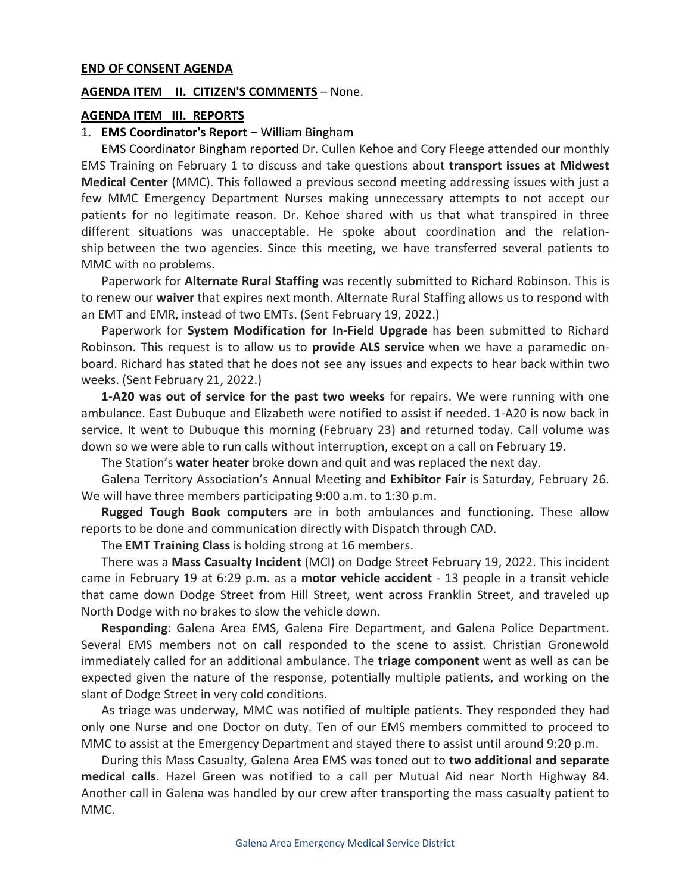**END OF CONSENT AGENDA**

**AGENDA ITEM II. CITIZEN'S COMMENTS** – None.

**AGENDA ITEM III. REPORTS**

1. **EMS Coordinator's Report** – William Bingham

EMS Coordinator Bingham reported Dr. Cullen Kehoe and Cory Fleege attended our monthly EMS Training on February 1 to discuss and take questions about **transport issues at Midwest Medical Center** (MMC). This followed a previous second meeting addressing issues with just a few MMC Emergency Department Nurses making unnecessary attempts to not accept our patients for no legitimate reason. Dr. Kehoe shared with us that what transpired in three different situations was unacceptable. He spoke about coordination and the relationship between the two agencies. Since this meeting, we have transferred several patients to MMC with no problems.

Paperwork for **Alternate Rural Staffing** was recently submitted to Richard Robinson. This is to renew our **waiver** that expires next month. Alternate Rural Staffing allows us to respond with an EMT and EMR, instead of two EMTs. (Sent February 19, 2022.)

Paperwork for **System Modification for In-Field Upgrade** has been submitted to Richard Robinson. This request is to allow us to **provide ALS service** when we have a paramedic onboard. Richard has stated that he does not see any issues and expects to hear back within two weeks. (Sent February 21, 2022.)

**1-A20 was out of service for the past two weeks** for repairs. We were running with one ambulance. East Dubuque and Elizabeth were notified to assist if needed. 1-A20 is now back in service. It went to Dubuque this morning (February 23) and returned today. Call volume was down so we were able to run calls without interruption, except on a call on February 19.

The Station's **water heater** broke down and quit and was replaced the next day.

Galena Territory Association's Annual Meeting and **Exhibitor Fair** is Saturday, February 26. We will have three members participating 9:00 a.m. to 1:30 p.m.

**Rugged Tough Book computers** are in both ambulances and functioning. These allow reports to be done and communication directly with Dispatch through CAD.

The **EMT Training Class** is holding strong at 16 members.

There was a **Mass Casualty Incident** (MCI) on Dodge Street February 19, 2022. This incident came in February 19 at 6:29 p.m. as a **motor vehicle accident** - 13 people in a transit vehicle that came down Dodge Street from Hill Street, went across Franklin Street, and traveled up North Dodge with no brakes to slow the vehicle down.

**Responding**: Galena Area EMS, Galena Fire Department, and Galena Police Department. Several EMS members not on call responded to the scene to assist. Christian Gronewold immediately called for an additional ambulance. The **triage component** went as well as can be expected given the nature of the response, potentially multiple patients, and working on the slant of Dodge Street in very cold conditions.

As triage was underway, MMC was notified of multiple patients. They responded they had only one Nurse and one Doctor on duty. Ten of our EMS members committed to proceed to MMC to assist at the Emergency Department and stayed there to assist until around 9:20 p.m.

During this Mass Casualty, Galena Area EMS was toned out to **two additional and separate medical calls**. Hazel Green was notified to a call per Mutual Aid near North Highway 84. Another call in Galena was handled by our crew after transporting the mass casualty patient to MMC.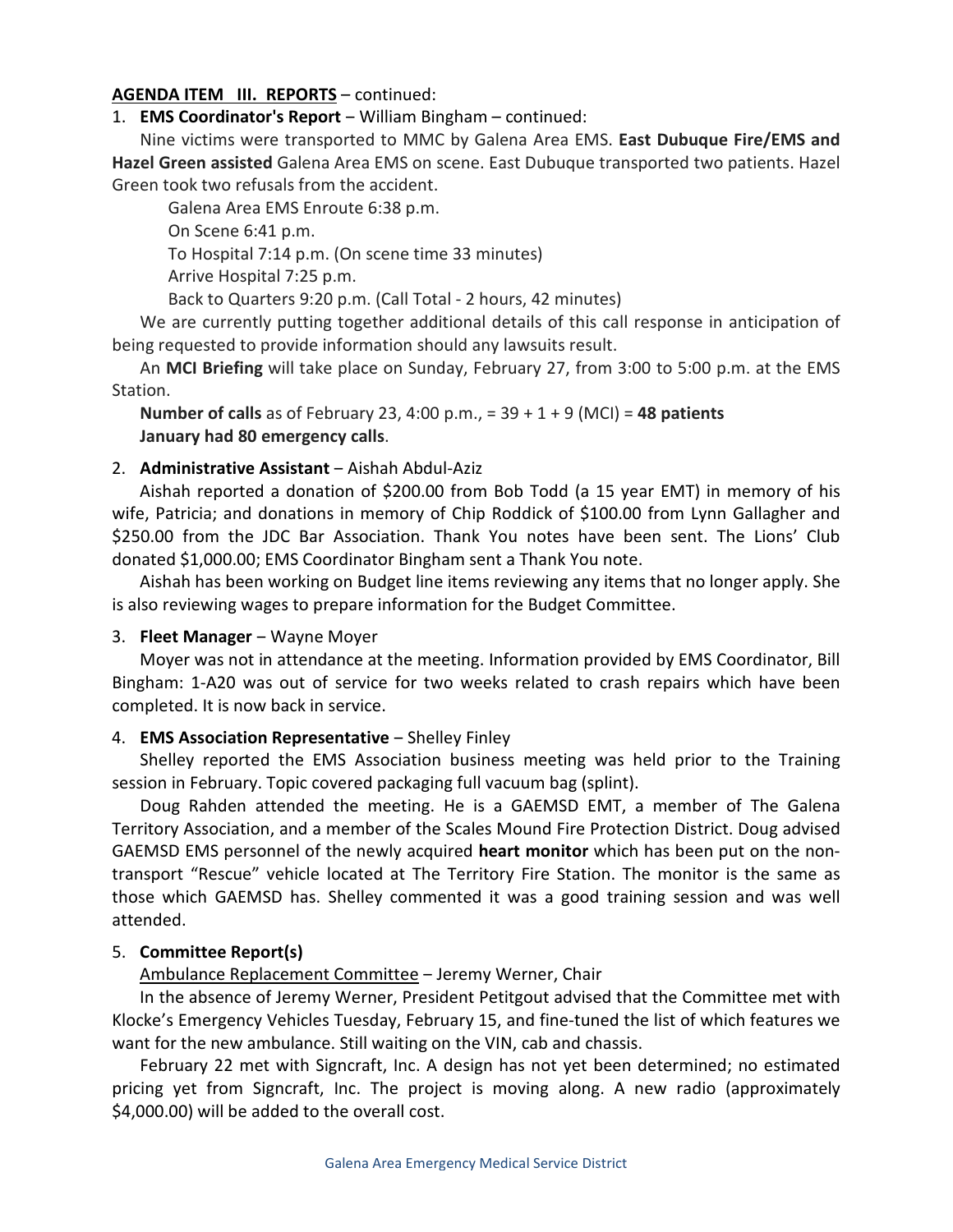**AGENDA ITEM III. REPORTS** – continued:

1. **EMS Coordinator's Report** – William Bingham – continued:

   Nine victims were transported to MMC by Galena Area EMS. **East Dubuque Fire/EMS and Hazel Green assisted** Galena Area EMS on scene. East Dubuque transported two patients. Hazel Green took two refusals from the accident.

   Galena Area EMS Enroute 6:38 p.m.
   On Scene 6:41 p.m.
   To Hospital 7:14 p.m. (On scene time 33 minutes)
   Arrive Hospital 7:25 p.m.
   Back to Quarters 9:20 p.m. (Call Total - 2 hours, 42 minutes)

   We are currently putting together additional details of this call response in anticipation of being requested to provide information should any lawsuits result.

   An **MCI Briefing** will take place on Sunday, February 27, from 3:00 to 5:00 p.m. at the EMS Station.

   **Number of calls** as of February 23, 4:00 p.m., = 39 + 1 + 9 (MCI) = **48 patients**
   **January had 80 emergency calls**.

2. **Administrative Assistant** – Aishah Abdul-Aziz

   Aishah reported a donation of $200.00 from Bob Todd (a 15 year EMT) in memory of his wife, Patricia; and donations in memory of Chip Roddick of $100.00 from Lynn Gallagher and $250.00 from the JDC Bar Association. Thank You notes have been sent. The Lions' Club donated $1,000.00; EMS Coordinator Bingham sent a Thank You note.

   Aishah has been working on Budget line items reviewing any items that no longer apply. She is also reviewing wages to prepare information for the Budget Committee.

3. **Fleet Manager** – Wayne Moyer

   Moyer was not in attendance at the meeting. Information provided by EMS Coordinator, Bill Bingham: 1-A20 was out of service for two weeks related to crash repairs which have been completed. It is now back in service.

4. **EMS Association Representative** – Shelley Finley

   Shelley reported the EMS Association business meeting was held prior to the Training session in February. Topic covered packaging full vacuum bag (splint).

   Doug Rahden attended the meeting. He is a GAEMSD EMT, a member of The Galena Territory Association, and a member of the Scales Mound Fire Protection District. Doug advised GAEMSD EMS personnel of the newly acquired **heart monitor** which has been put on the non-transport "Rescue" vehicle located at The Territory Fire Station. The monitor is the same as those which GAEMSD has. Shelley commented it was a good training session and was well attended.

5. **Committee Report(s)**

   <u>Ambulance Replacement Committee</u> – Jeremy Werner, Chair

   In the absence of Jeremy Werner, President Petitgout advised that the Committee met with Klocke's Emergency Vehicles Tuesday, February 15, and fine-tuned the list of which features we want for the new ambulance. Still waiting on the VIN, cab and chassis.

   February 22 met with Signcraft, Inc. A design has not yet been determined; no estimated pricing yet from Signcraft, Inc. The project is moving along. A new radio (approximately $4,000.00) will be added to the overall cost.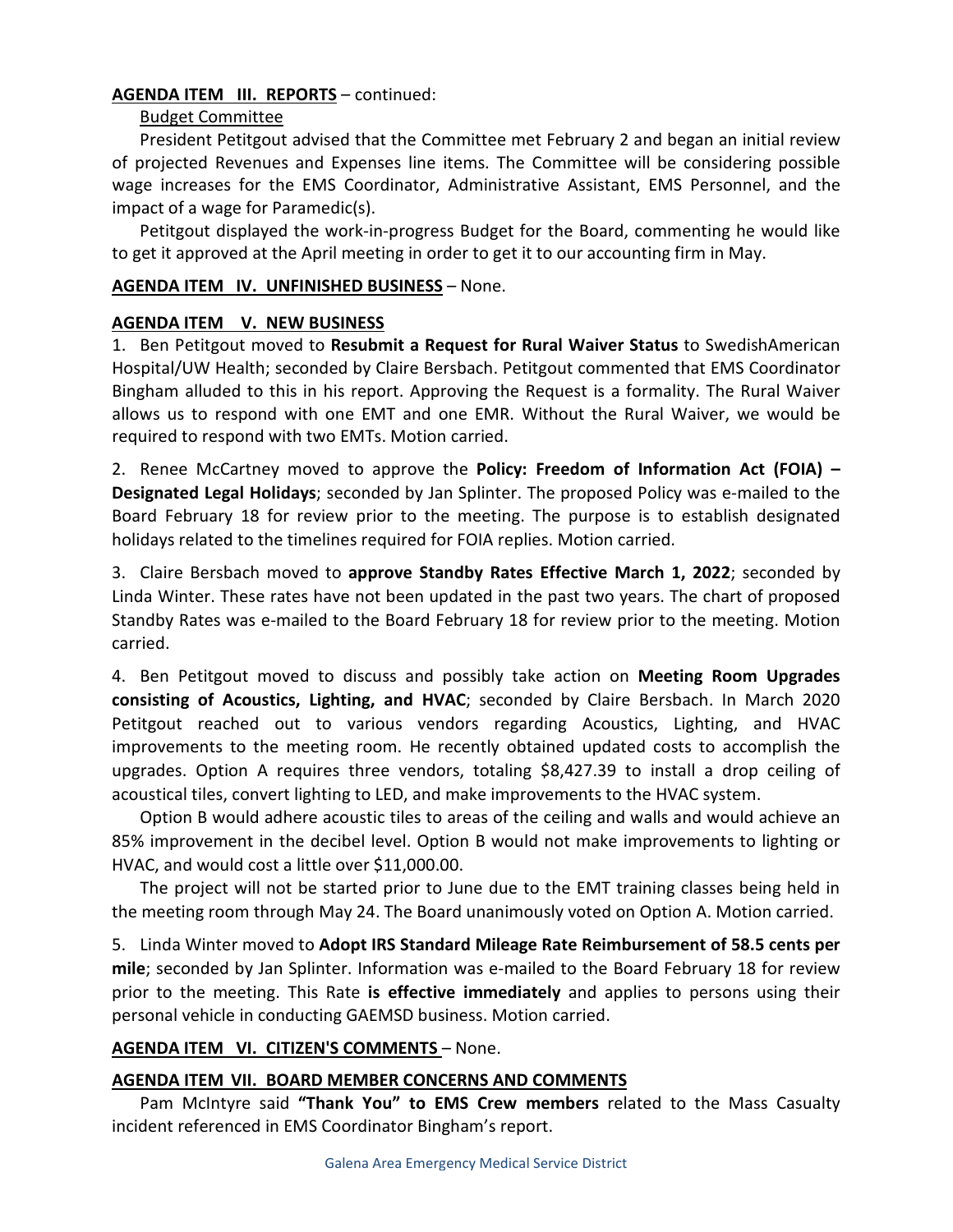**AGENDA ITEM III. REPORTS** – continued:

Budget Committee

President Petitgout advised that the Committee met February 2 and began an initial review of projected Revenues and Expenses line items. The Committee will be considering possible wage increases for the EMS Coordinator, Administrative Assistant, EMS Personnel, and the impact of a wage for Paramedic(s).

Petitgout displayed the work-in-progress Budget for the Board, commenting he would like to get it approved at the April meeting in order to get it to our accounting firm in May.

**AGENDA ITEM IV. UNFINISHED BUSINESS** – None.

**AGENDA ITEM V. NEW BUSINESS**

1. Ben Petitgout moved to **Resubmit a Request for Rural Waiver Status** to SwedishAmerican Hospital/UW Health; seconded by Claire Bersbach. Petitgout commented that EMS Coordinator Bingham alluded to this in his report. Approving the Request is a formality. The Rural Waiver allows us to respond with one EMT and one EMR. Without the Rural Waiver, we would be required to respond with two EMTs. Motion carried.

2. Renee McCartney moved to approve the **Policy: Freedom of Information Act (FOIA) – Designated Legal Holidays**; seconded by Jan Splinter. The proposed Policy was e-mailed to the Board February 18 for review prior to the meeting. The purpose is to establish designated holidays related to the timelines required for FOIA replies. Motion carried.

3. Claire Bersbach moved to **approve Standby Rates Effective March 1, 2022**; seconded by Linda Winter. These rates have not been updated in the past two years. The chart of proposed Standby Rates was e-mailed to the Board February 18 for review prior to the meeting. Motion carried.

4. Ben Petitgout moved to discuss and possibly take action on **Meeting Room Upgrades consisting of Acoustics, Lighting, and HVAC**; seconded by Claire Bersbach. In March 2020 Petitgout reached out to various vendors regarding Acoustics, Lighting, and HVAC improvements to the meeting room. He recently obtained updated costs to accomplish the upgrades. Option A requires three vendors, totaling $8,427.39 to install a drop ceiling of acoustical tiles, convert lighting to LED, and make improvements to the HVAC system.

Option B would adhere acoustic tiles to areas of the ceiling and walls and would achieve an 85% improvement in the decibel level. Option B would not make improvements to lighting or HVAC, and would cost a little over $11,000.00.

The project will not be started prior to June due to the EMT training classes being held in the meeting room through May 24. The Board unanimously voted on Option A. Motion carried.

5. Linda Winter moved to **Adopt IRS Standard Mileage Rate Reimbursement of 58.5 cents per mile**; seconded by Jan Splinter. Information was e-mailed to the Board February 18 for review prior to the meeting. This Rate **is effective immediately** and applies to persons using their personal vehicle in conducting GAEMSD business. Motion carried.

**AGENDA ITEM VI. CITIZEN'S COMMENTS** – None.

**AGENDA ITEM VII. BOARD MEMBER CONCERNS AND COMMENTS**

Pam McIntyre said **"Thank You" to EMS Crew members** related to the Mass Casualty incident referenced in EMS Coordinator Bingham's report.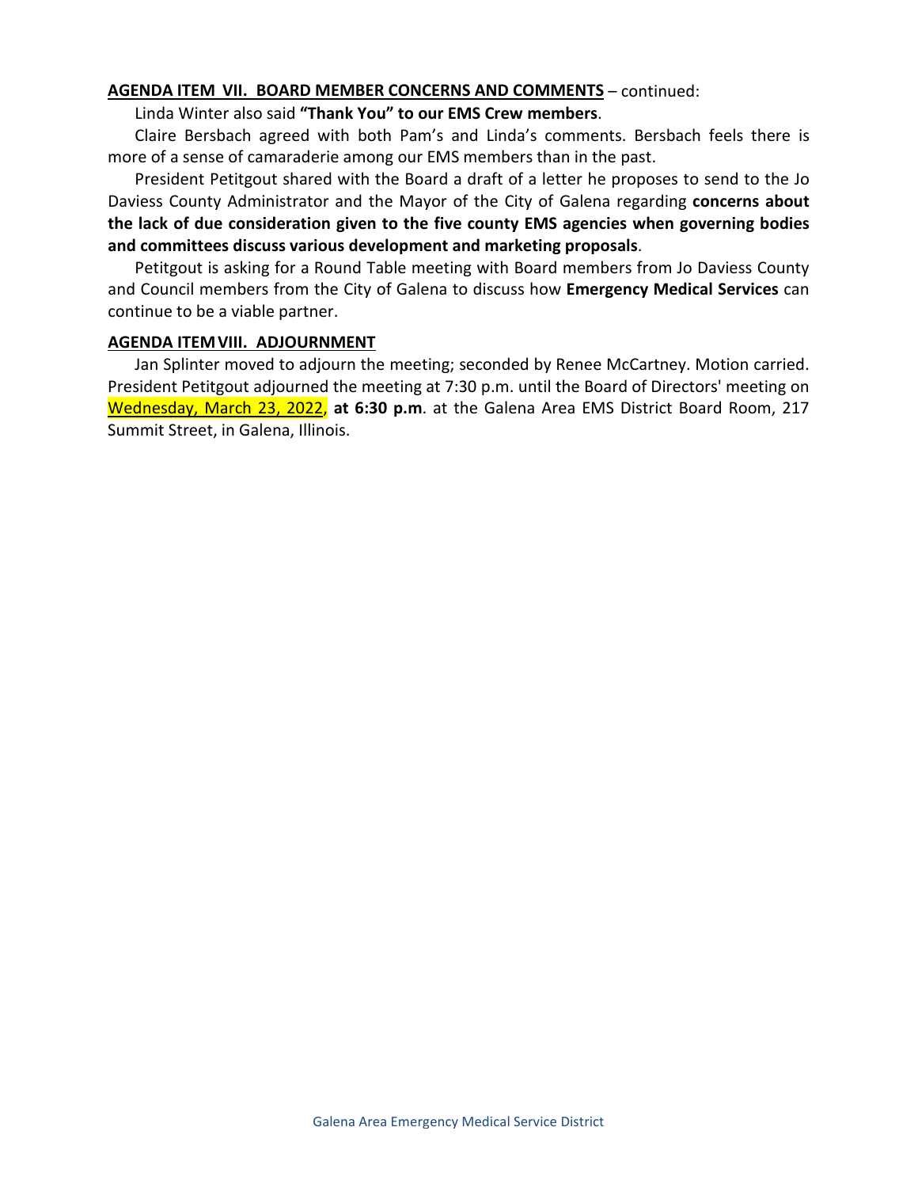**AGENDA ITEM VII. BOARD MEMBER CONCERNS AND COMMENTS** – continued:

Linda Winter also said **"Thank You" to our EMS Crew members**.

Claire Bersbach agreed with both Pam's and Linda's comments. Bersbach feels there is more of a sense of camaraderie among our EMS members than in the past.

President Petitgout shared with the Board a draft of a letter he proposes to send to the Jo Daviess County Administrator and the Mayor of the City of Galena regarding **concerns about the lack of due consideration given to the five county EMS agencies when governing bodies and committees discuss various development and marketing proposals**.

Petitgout is asking for a Round Table meeting with Board members from Jo Daviess County and Council members from the City of Galena to discuss how **Emergency Medical Services** can continue to be a viable partner.

**AGENDA ITEM VIII. ADJOURNMENT**

Jan Splinter moved to adjourn the meeting; seconded by Renee McCartney. Motion carried. President Petitgout adjourned the meeting at 7:30 p.m. until the Board of Directors' meeting on Wednesday, March 23, 2022, **at 6:30 p.m**. at the Galena Area EMS District Board Room, 217 Summit Street, in Galena, Illinois.